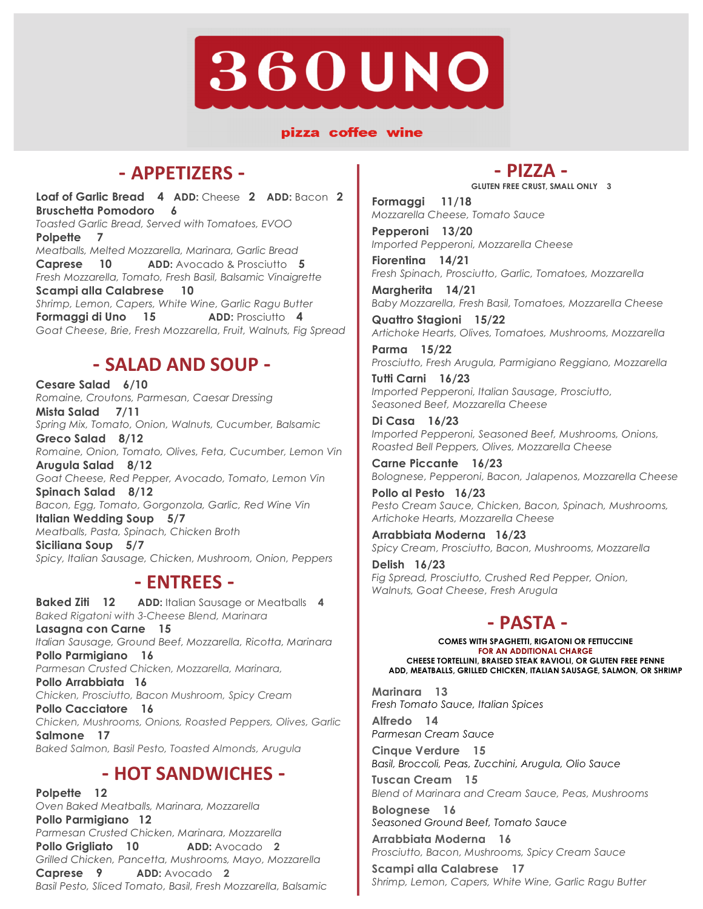# 360 UNO

pizza coffee wine

## - APPETIZERS -

**Loaf of Garlic Bread 4** ADD: Cheese **2** ADD: Bacon **2**

**Bruschetta Pomodoro 6**
*Toasted Garlic Bread, Served with Tomatoes, EVOO*

**Polpette 7**
*Meatballs, Melted Mozzarella, Marinara, Garlic Bread*

**Caprese 10** ADD: Avocado & Prosciutto **5**
*Fresh Mozzarella, Tomato, Fresh Basil, Balsamic Vinaigrette*

**Scampi alla Calabrese 10**
*Shrimp, Lemon, Capers, White Wine, Garlic Ragu Butter*

**Formaggi di Uno 15** ADD: Prosciutto **4**
*Goat Cheese, Brie, Fresh Mozzarella, Fruit, Walnuts, Fig Spread*

## - SALAD AND SOUP -

**Cesare Salad 6/10**
*Romaine, Croutons, Parmesan, Caesar Dressing*

**Mista Salad 7/11**
*Spring Mix, Tomato, Onion, Walnuts, Cucumber, Balsamic*

**Greco Salad 8/12**
*Romaine, Onion, Tomato, Olives, Feta, Cucumber, Lemon Vin*

**Arugula Salad 8/12**
*Goat Cheese, Red Pepper, Avocado, Tomato, Lemon Vin*

**Spinach Salad 8/12**
*Bacon, Egg, Tomato, Gorgonzola, Garlic, Red Wine Vin*

**Italian Wedding Soup 5/7**
*Meatballs, Pasta, Spinach, Chicken Broth*

**Siciliana Soup 5/7**
*Spicy, Italian Sausage, Chicken, Mushroom, Onion, Peppers*

## - ENTREES -

**Baked Ziti 12** ADD: Italian Sausage or Meatballs **4**
*Baked Rigatoni with 3-Cheese Blend, Marinara*

**Lasagna con Carne 15**
*Italian Sausage, Ground Beef, Mozzarella, Ricotta, Marinara*

**Pollo Parmigiano 16**
*Parmesan Crusted Chicken, Mozzarella, Marinara,*

**Pollo Arrabbiata 16**
*Chicken, Prosciutto, Bacon Mushroom, Spicy Cream*

**Pollo Cacciatore 16**
*Chicken, Mushrooms, Onions, Roasted Peppers, Olives, Garlic*

**Salmone 17**
*Baked Salmon, Basil Pesto, Toasted Almonds, Arugula*

## - HOT SANDWICHES -

**Polpette 12**
*Oven Baked Meatballs, Marinara, Mozzarella*

**Pollo Parmigiano 12**
*Parmesan Crusted Chicken, Marinara, Mozzarella*

**Pollo Grigliato 10** ADD: Avocado **2**
*Grilled Chicken, Pancetta, Mushrooms, Mayo, Mozzarella*

**Caprese 9** ADD: Avocado **2**
*Basil Pesto, Sliced Tomato, Basil, Fresh Mozzarella, Balsamic*

## - PIZZA -

**GLUTEN FREE CRUST, SMALL ONLY 3**

**Formaggi 11/18**
*Mozzarella Cheese, Tomato Sauce*

**Pepperoni 13/20**
*Imported Pepperoni, Mozzarella Cheese*

**Fiorentina 14/21**
*Fresh Spinach, Prosciutto, Garlic, Tomatoes, Mozzarella*

**Margherita 14/21**
*Baby Mozzarella, Fresh Basil, Tomatoes, Mozzarella Cheese*

**Quattro Stagioni 15/22**
*Artichoke Hearts, Olives, Tomatoes, Mushrooms, Mozzarella*

**Parma 15/22**
*Prosciutto, Fresh Arugula, Parmigiano Reggiano, Mozzarella*

**Tutti Carni 16/23**
*Imported Pepperoni, Italian Sausage, Prosciutto, Seasoned Beef, Mozzarella Cheese*

**Di Casa 16/23**
*Imported Pepperoni, Seasoned Beef, Mushrooms, Onions, Roasted Bell Peppers, Olives, Mozzarella Cheese*

**Carne Piccante 16/23**
*Bolognese, Pepperoni, Bacon, Jalapenos, Mozzarella Cheese*

**Pollo al Pesto 16/23**
*Pesto Cream Sauce, Chicken, Bacon, Spinach, Mushrooms, Artichoke Hearts, Mozzarella Cheese*

**Arrabbiata Moderna 16/23**
*Spicy Cream, Prosciutto, Bacon, Mushrooms, Mozzarella*

**Delish 16/23**
*Fig Spread, Prosciutto, Crushed Red Pepper, Onion, Walnuts, Goat Cheese, Fresh Arugula*

## - PASTA -

**COMES WITH SPAGHETTI, RIGATONI OR FETTUCCINE**
**FOR AN ADDITIONAL CHARGE**
**CHEESE TORTELLINI, BRAISED STEAK RAVIOLI, OR GLUTEN FREE PENNE**
**ADD, MEATBALLS, GRILLED CHICKEN, ITALIAN SAUSAGE, SALMON, OR SHRIMP**

**Marinara 13**
*Fresh Tomato Sauce, Italian Spices*

**Alfredo 14**
*Parmesan Cream Sauce*

**Cinque Verdure 15**
*Basil, Broccoli, Peas, Zucchini, Arugula, Olio Sauce*

**Tuscan Cream 15**
*Blend of Marinara and Cream Sauce, Peas, Mushrooms*

**Bolognese 16**
*Seasoned Ground Beef, Tomato Sauce*

**Arrabbiata Moderna 16**
*Prosciutto, Bacon, Mushrooms, Spicy Cream Sauce*

**Scampi alla Calabrese 17**
*Shrimp, Lemon, Capers, White Wine, Garlic Ragu Butter*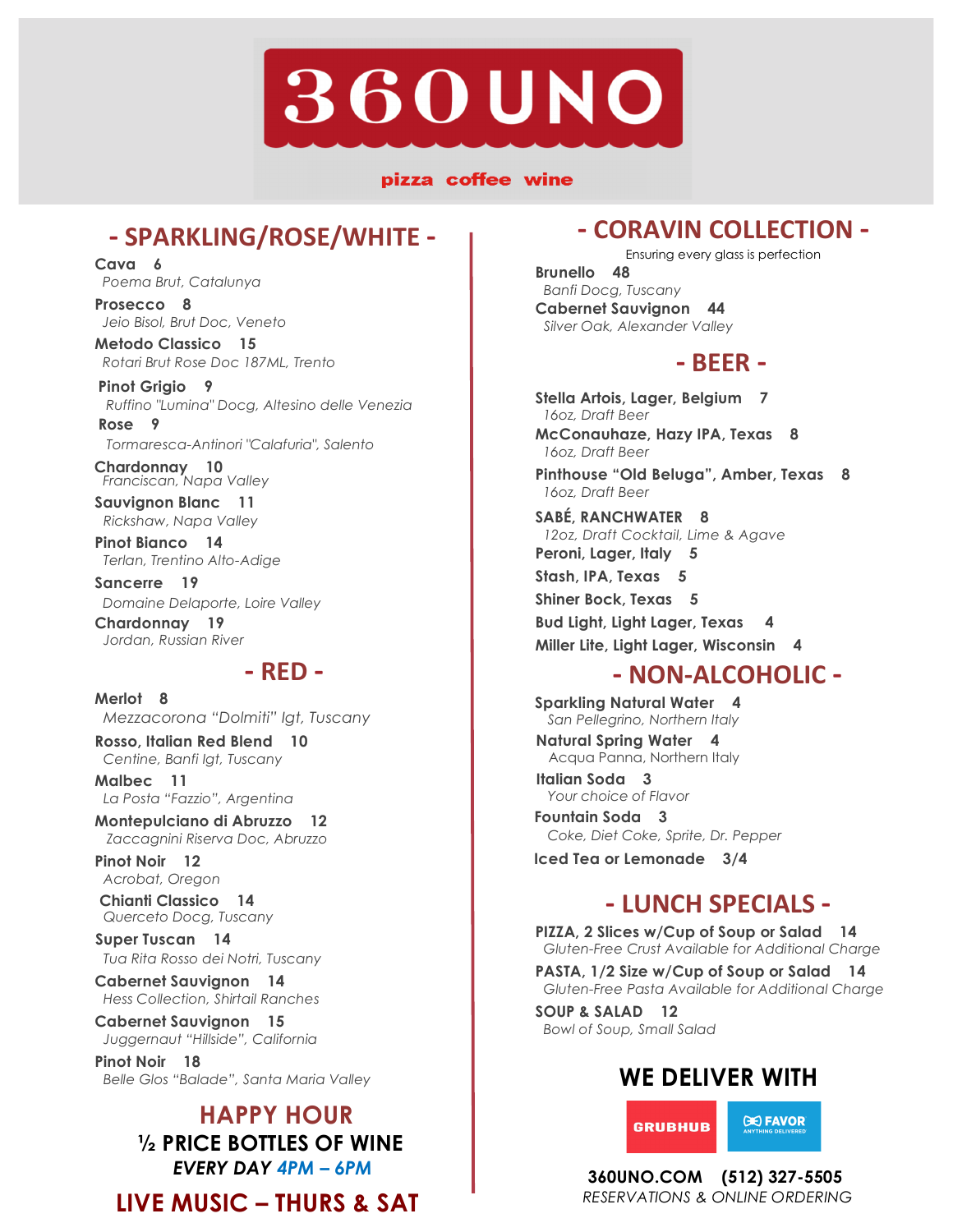# 360 UNO

pizza coffee wine

## - SPARKLING/ROSE/WHITE -

**Cava** 6
*Poema Brut, Catalunya*

**Prosecco** 8
*Jeio Bisol, Brut Doc, Veneto*

**Metodo Classico** 15
*Rotari Brut Rose Doc 187ML, Trento*

**Pinot Grigio** 9
*Ruffino "Lumina" Docg, Altesino delle Venezia*

**Rose** 9
*Tormaresca-Antinori "Calafuria", Salento*

**Chardonnay** 10
*Franciscan, Napa Valley*

**Sauvignon Blanc** 11
*Rickshaw, Napa Valley*

**Pinot Bianco** 14
*Terlan, Trentino Alto-Adige*

**Sancerre** 19
*Domaine Delaporte, Loire Valley*

**Chardonnay** 19
*Jordan, Russian River*

## - RED -

**Merlot** 8
*Mezzacorona "Dolmiti" Igt, Tuscany*

**Rosso, Italian Red Blend** 10
*Centine, Banfi Igt, Tuscany*

**Malbec** 11
*La Posta "Fazzio", Argentina*

**Montepulciano di Abruzzo** 12
*Zaccagnini Riserva Doc, Abruzzo*

**Pinot Noir** 12
*Acrobat, Oregon*

**Chianti Classico** 14
*Querceto Docg, Tuscany*

**Super Tuscan** 14
*Tua Rita Rosso dei Notri, Tuscany*

**Cabernet Sauvignon** 14
*Hess Collection, Shirtail Ranches*

**Cabernet Sauvignon** 15
*Juggernaut "Hillside", California*

**Pinot Noir** 18
*Belle Glos "Balade", Santa Maria Valley*

## HAPPY HOUR

**½ PRICE BOTTLES OF WINE**

***EVERY DAY 4PM – 6PM***

## LIVE MUSIC – THURS & SAT

## - CORAVIN COLLECTION -

Ensuring every glass is perfection

**Brunello** 48
*Banfi Docg, Tuscany*

**Cabernet Sauvignon** 44
*Silver Oak, Alexander Valley*

## - BEER -

**Stella Artois, Lager, Belgium** 7
*16oz, Draft Beer*

**McConauhaze, Hazy IPA, Texas** 8
*16oz, Draft Beer*

**Pinthouse "Old Beluga", Amber, Texas** 8
*16oz, Draft Beer*

**SABÉ, RANCHWATER** 8
*12oz, Draft Cocktail, Lime & Agave*

**Peroni, Lager, Italy** 5

**Stash, IPA, Texas** 5

**Shiner Bock, Texas** 5

**Bud Light, Light Lager, Texas** 4

**Miller Lite, Light Lager, Wisconsin** 4

## - NON-ALCOHOLIC -

**Sparkling Natural Water** 4
*San Pellegrino, Northern Italy*

**Natural Spring Water** 4
*Acqua Panna, Northern Italy*

**Italian Soda** 3
*Your choice of Flavor*

**Fountain Soda** 3
*Coke, Diet Coke, Sprite, Dr. Pepper*

**Iced Tea or Lemonade** 3/4

## - LUNCH SPECIALS -

**PIZZA, 2 Slices w/Cup of Soup or Salad** 14
*Gluten-Free Crust Available for Additional Charge*

**PASTA, 1/2 Size w/Cup of Soup or Salad** 14
*Gluten-Free Pasta Available for Additional Charge*

**SOUP & SALAD** 12
*Bowl of Soup, Small Salad*

## WE DELIVER WITH

GRUBHUB

FAVOR
ANYTHING DELIVERED

**360UNO.COM (512) 327-5505**

*RESERVATIONS & ONLINE ORDERING*